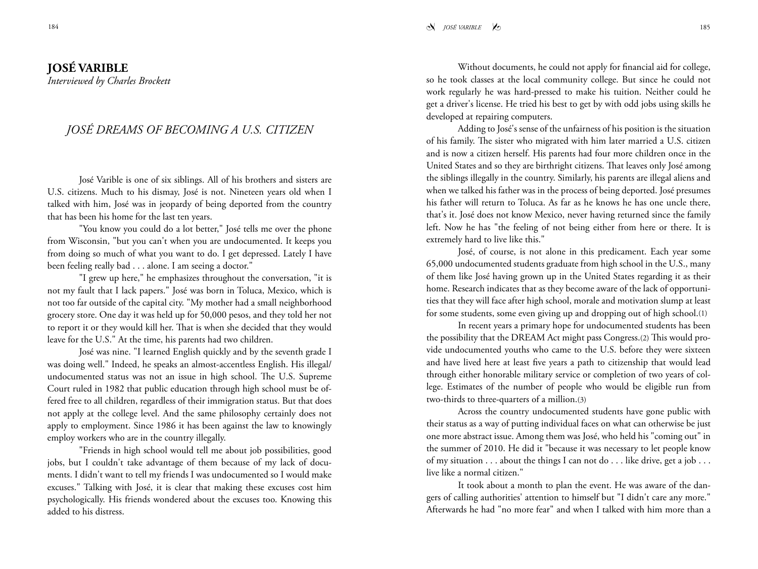# JOSÉ VARIBLE

*Interviewed by Charles Brockett*

## *JOSÉ DREAMS OF BECOMING A U.S. CITIZEN*

José Varible is one of six siblings. All of his brothers and sisters are U.S. citizens. Much to his dismay, José is not. Nineteen years old when I talked with him, José was in jeopardy of being deported from the country that has been his home for the last ten years.

"You know you could do a lot better," José tells me over the phone from Wisconsin, "but you can't when you are undocumented. It keeps you from doing so much of what you want to do. I get depressed. Lately I have been feeling really bad . . . alone. I am seeing a doctor."

"I grew up here," he emphasizes throughout the conversation, "it is not my fault that I lack papers." José was born in Toluca, Mexico, which is not too far outside of the capital city. "My mother had a small neighborhood grocery store. One day it was held up for 50,000 pesos, and they told her not to report it or they would kill her. That is when she decided that they would leave for the U.S." At the time, his parents had two children.

José was nine. "I learned English quickly and by the seventh grade I was doing well." Indeed, he speaks an almost-accentless English. His illegal/undocumented status was not an issue in high school. The U.S. Supreme Court ruled in 1982 that public education through high school must be offered free to all children, regardless of their immigration status. But that does not apply at the college level. And the same philosophy certainly does not apply to employment. Since 1986 it has been against the law to knowingly employ workers who are in the country illegally.

"Friends in high school would tell me about job possibilities, good jobs, but I couldn't take advantage of them because of my lack of documents. I didn't want to tell my friends I was undocumented so I would make excuses." Talking with José, it is clear that making these excuses cost him psychologically. His friends wondered about the excuses too. Knowing this added to his distress.

Without documents, he could not apply for financial aid for college, so he took classes at the local community college. But since he could not work regularly he was hard-pressed to make his tuition. Neither could he get a driver's license. He tried his best to get by with odd jobs using skills he developed at repairing computers.

Adding to José's sense of the unfairness of his position is the situation of his family. The sister who migrated with him later married a U.S. citizen and is now a citizen herself. His parents had four more children once in the United States and so they are birthright citizens. That leaves only José among the siblings illegally in the country. Similarly, his parents are illegal aliens and when we talked his father was in the process of being deported. José presumes his father will return to Toluca. As far as he knows he has one uncle there, that's it. José does not know Mexico, never having returned since the family left. Now he has "the feeling of not being either from here or there. It is extremely hard to live like this."

José, of course, is not alone in this predicament. Each year some 65,000 undocumented students graduate from high school in the U.S., many of them like José having grown up in the United States regarding it as their home. Research indicates that as they become aware of the lack of opportunities that they will face after high school, morale and motivation slump at least for some students, some even giving up and dropping out of high school.(1)

In recent years a primary hope for undocumented students has been the possibility that the DREAM Act might pass Congress.(2) This would provide undocumented youths who came to the U.S. before they were sixteen and have lived here at least five years a path to citizenship that would lead through either honorable military service or completion of two years of college. Estimates of the number of people who would be eligible run from two-thirds to three-quarters of a million.(3)

Across the country undocumented students have gone public with their status as a way of putting individual faces on what can otherwise be just one more abstract issue. Among them was José, who held his "coming out" in the summer of 2010. He did it "because it was necessary to let people know of my situation . . . about the things I can not do . . . like drive, get a job . . . live like a normal citizen."

It took about a month to plan the event. He was aware of the dangers of calling authorities' attention to himself but "I didn't care any more." Afterwards he had "no more fear" and when I talked with him more than a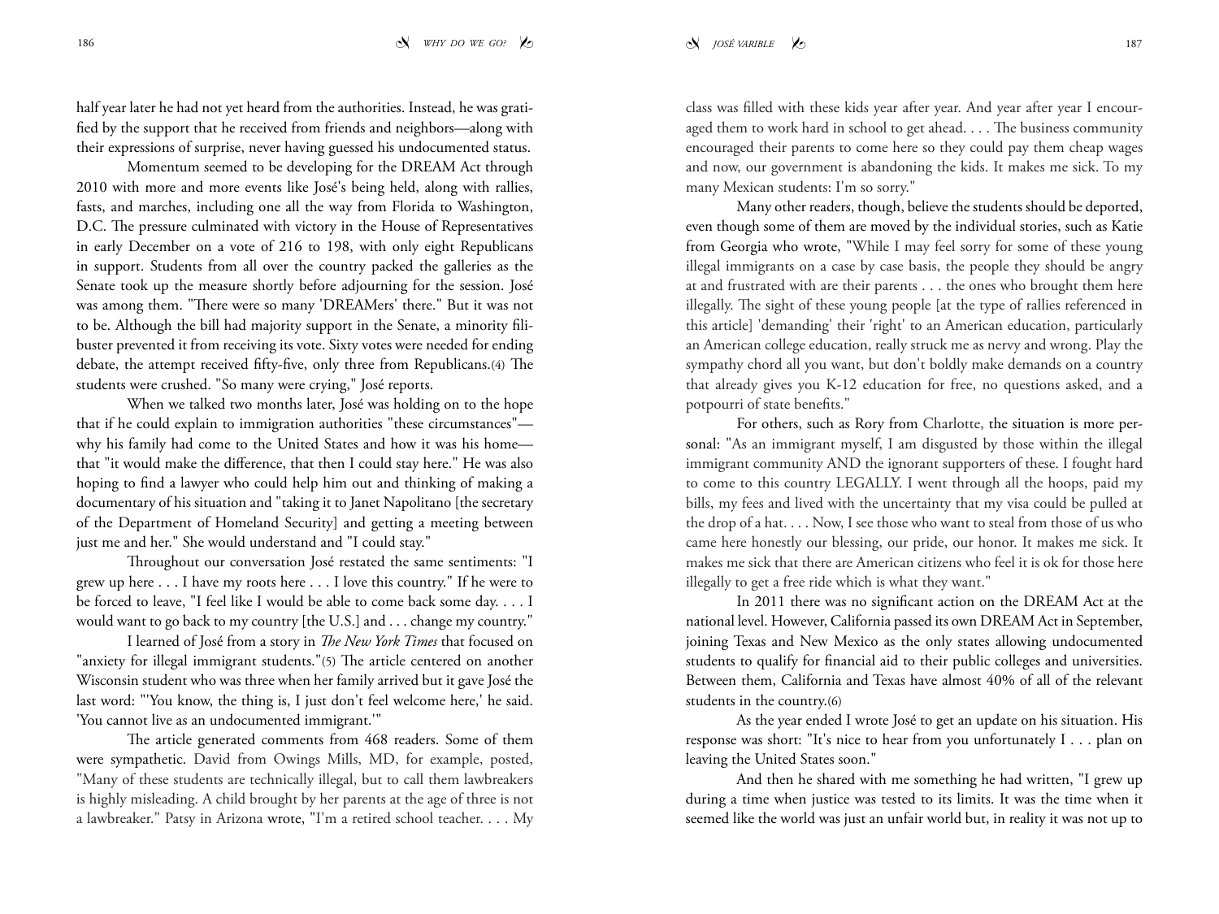half year later he had not yet heard from the authorities. Instead, he was gratified by the support that he received from friends and neighbors—along with their expressions of surprise, never having guessed his undocumented status.

Momentum seemed to be developing for the DREAM Act through 2010 with more and more events like José's being held, along with rallies, fasts, and marches, including one all the way from Florida to Washington, D.C. The pressure culminated with victory in the House of Representatives in early December on a vote of 216 to 198, with only eight Republicans in support. Students from all over the country packed the galleries as the Senate took up the measure shortly before adjourning for the session. José was among them. "There were so many 'DREAMers' there." But it was not to be. Although the bill had majority support in the Senate, a minority filibuster prevented it from receiving its vote. Sixty votes were needed for ending debate, the attempt received fifty-five, only three from Republicans.(4) The students were crushed. "So many were crying," José reports.

When we talked two months later, José was holding on to the hope that if he could explain to immigration authorities "these circumstances"—why his family had come to the United States and how it was his home—that "it would make the difference, that then I could stay here." He was also hoping to find a lawyer who could help him out and thinking of making a documentary of his situation and "taking it to Janet Napolitano [the secretary of the Department of Homeland Security] and getting a meeting between just me and her." She would understand and "I could stay."

Throughout our conversation José restated the same sentiments: "I grew up here . . . I have my roots here . . . I love this country." If he were to be forced to leave, "I feel like I would be able to come back some day. . . . I would want to go back to my country [the U.S.] and . . . change my country."

I learned of José from a story in *The New York Times* that focused on "anxiety for illegal immigrant students."(5) The article centered on another Wisconsin student who was three when her family arrived but it gave José the last word: "'You know, the thing is, I just don't feel welcome here,' he said. 'You cannot live as an undocumented immigrant.'"

The article generated comments from 468 readers. Some of them were sympathetic. David from Owings Mills, MD, for example, posted, "Many of these students are technically illegal, but to call them lawbreakers is highly misleading. A child brought by her parents at the age of three is not a lawbreaker." Patsy in Arizona wrote, "I'm a retired school teacher. . . . My class was filled with these kids year after year. And year after year I encouraged them to work hard in school to get ahead. . . . The business community encouraged their parents to come here so they could pay them cheap wages and now, our government is abandoning the kids. It makes me sick. To my many Mexican students: I'm so sorry."

Many other readers, though, believe the students should be deported, even though some of them are moved by the individual stories, such as Katie from Georgia who wrote, "While I may feel sorry for some of these young illegal immigrants on a case by case basis, the people they should be angry at and frustrated with are their parents . . . the ones who brought them here illegally. The sight of these young people [at the type of rallies referenced in this article] 'demanding' their 'right' to an American education, particularly an American college education, really struck me as nervy and wrong. Play the sympathy chord all you want, but don't boldly make demands on a country that already gives you K-12 education for free, no questions asked, and a potpourri of state benefits."

For others, such as Rory from Charlotte, the situation is more personal: "As an immigrant myself, I am disgusted by those within the illegal immigrant community AND the ignorant supporters of these. I fought hard to come to this country LEGALLY. I went through all the hoops, paid my bills, my fees and lived with the uncertainty that my visa could be pulled at the drop of a hat. . . . Now, I see those who want to steal from those of us who came here honestly our blessing, our pride, our honor. It makes me sick. It makes me sick that there are American citizens who feel it is ok for those here illegally to get a free ride which is what they want."

In 2011 there was no significant action on the DREAM Act at the national level. However, California passed its own DREAM Act in September, joining Texas and New Mexico as the only states allowing undocumented students to qualify for financial aid to their public colleges and universities. Between them, California and Texas have almost 40% of all of the relevant students in the country.(6)

As the year ended I wrote José to get an update on his situation. His response was short: "It's nice to hear from you unfortunately I . . . plan on leaving the United States soon."

And then he shared with me something he had written, "I grew up during a time when justice was tested to its limits. It was the time when it seemed like the world was just an unfair world but, in reality it was not up to